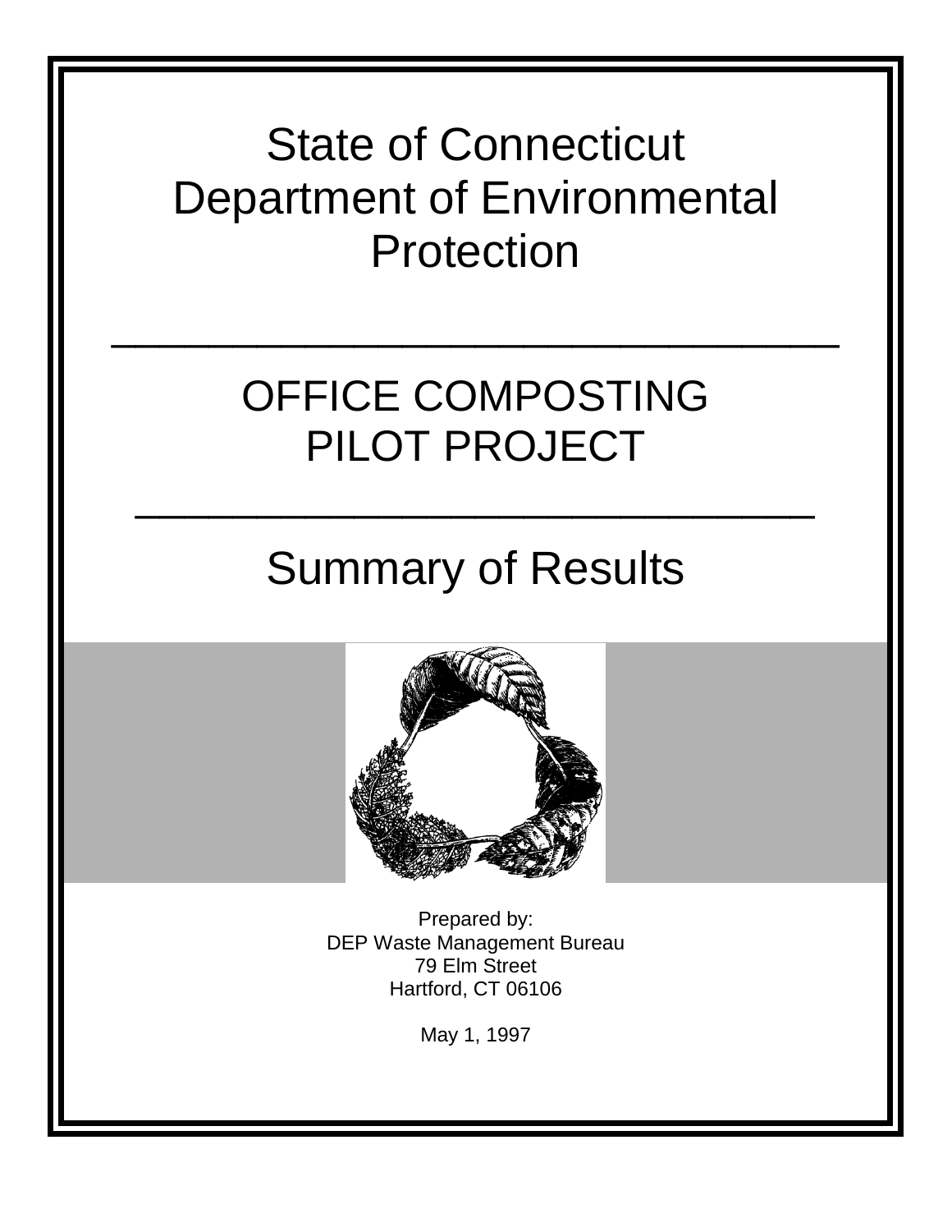# State of Connecticut
# Department of Environmental Protection

---

# OFFICE COMPOSTING PILOT PROJECT

---

## Summary of Results

Prepared by:
DEP Waste Management Bureau
79 Elm Street
Hartford, CT 06106

May 1, 1997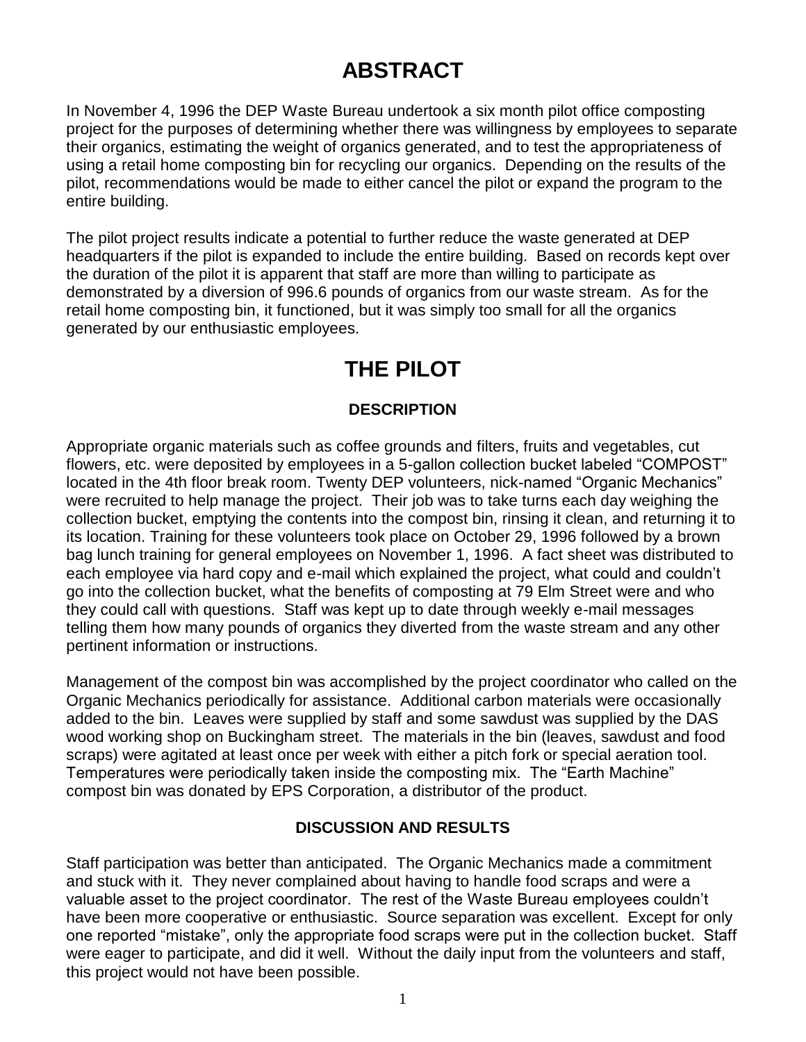# ABSTRACT

In November 4, 1996 the DEP Waste Bureau undertook a six month pilot office composting project for the purposes of determining whether there was willingness by employees to separate their organics, estimating the weight of organics generated, and to test the appropriateness of using a retail home composting bin for recycling our organics. Depending on the results of the pilot, recommendations would be made to either cancel the pilot or expand the program to the entire building.

The pilot project results indicate a potential to further reduce the waste generated at DEP headquarters if the pilot is expanded to include the entire building. Based on records kept over the duration of the pilot it is apparent that staff are more than willing to participate as demonstrated by a diversion of 996.6 pounds of organics from our waste stream. As for the retail home composting bin, it functioned, but it was simply too small for all the organics generated by our enthusiastic employees.

# THE PILOT

### DESCRIPTION

Appropriate organic materials such as coffee grounds and filters, fruits and vegetables, cut flowers, etc. were deposited by employees in a 5-gallon collection bucket labeled "COMPOST" located in the 4th floor break room. Twenty DEP volunteers, nick-named "Organic Mechanics" were recruited to help manage the project. Their job was to take turns each day weighing the collection bucket, emptying the contents into the compost bin, rinsing it clean, and returning it to its location. Training for these volunteers took place on October 29, 1996 followed by a brown bag lunch training for general employees on November 1, 1996. A fact sheet was distributed to each employee via hard copy and e-mail which explained the project, what could and couldn't go into the collection bucket, what the benefits of composting at 79 Elm Street were and who they could call with questions. Staff was kept up to date through weekly e-mail messages telling them how many pounds of organics they diverted from the waste stream and any other pertinent information or instructions.

Management of the compost bin was accomplished by the project coordinator who called on the Organic Mechanics periodically for assistance. Additional carbon materials were occasionally added to the bin. Leaves were supplied by staff and some sawdust was supplied by the DAS wood working shop on Buckingham street. The materials in the bin (leaves, sawdust and food scraps) were agitated at least once per week with either a pitch fork or special aeration tool. Temperatures were periodically taken inside the composting mix. The "Earth Machine" compost bin was donated by EPS Corporation, a distributor of the product.

### DISCUSSION AND RESULTS

Staff participation was better than anticipated. The Organic Mechanics made a commitment and stuck with it. They never complained about having to handle food scraps and were a valuable asset to the project coordinator. The rest of the Waste Bureau employees couldn't have been more cooperative or enthusiastic. Source separation was excellent. Except for only one reported "mistake", only the appropriate food scraps were put in the collection bucket. Staff were eager to participate, and did it well. Without the daily input from the volunteers and staff, this project would not have been possible.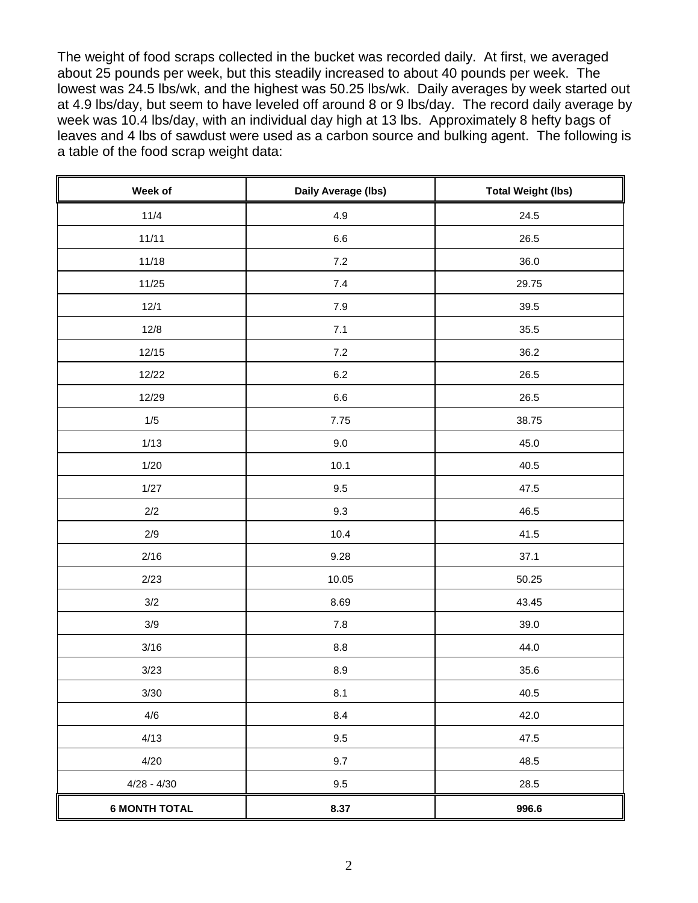The weight of food scraps collected in the bucket was recorded daily. At first, we averaged about 25 pounds per week, but this steadily increased to about 40 pounds per week. The lowest was 24.5 lbs/wk, and the highest was 50.25 lbs/wk. Daily averages by week started out at 4.9 lbs/day, but seem to have leveled off around 8 or 9 lbs/day. The record daily average by week was 10.4 lbs/day, with an individual day high at 13 lbs. Approximately 8 hefty bags of leaves and 4 lbs of sawdust were used as a carbon source and bulking agent. The following is a table of the food scrap weight data:

| Week of | Daily Average (lbs) | Total Weight (lbs) |
|---|---|---|
| 11/4 | 4.9 | 24.5 |
| 11/11 | 6.6 | 26.5 |
| 11/18 | 7.2 | 36.0 |
| 11/25 | 7.4 | 29.75 |
| 12/1 | 7.9 | 39.5 |
| 12/8 | 7.1 | 35.5 |
| 12/15 | 7.2 | 36.2 |
| 12/22 | 6.2 | 26.5 |
| 12/29 | 6.6 | 26.5 |
| 1/5 | 7.75 | 38.75 |
| 1/13 | 9.0 | 45.0 |
| 1/20 | 10.1 | 40.5 |
| 1/27 | 9.5 | 47.5 |
| 2/2 | 9.3 | 46.5 |
| 2/9 | 10.4 | 41.5 |
| 2/16 | 9.28 | 37.1 |
| 2/23 | 10.05 | 50.25 |
| 3/2 | 8.69 | 43.45 |
| 3/9 | 7.8 | 39.0 |
| 3/16 | 8.8 | 44.0 |
| 3/23 | 8.9 | 35.6 |
| 3/30 | 8.1 | 40.5 |
| 4/6 | 8.4 | 42.0 |
| 4/13 | 9.5 | 47.5 |
| 4/20 | 9.7 | 48.5 |
| 4/28 - 4/30 | 9.5 | 28.5 |
| **6 MONTH TOTAL** | **8.37** | **996.6** |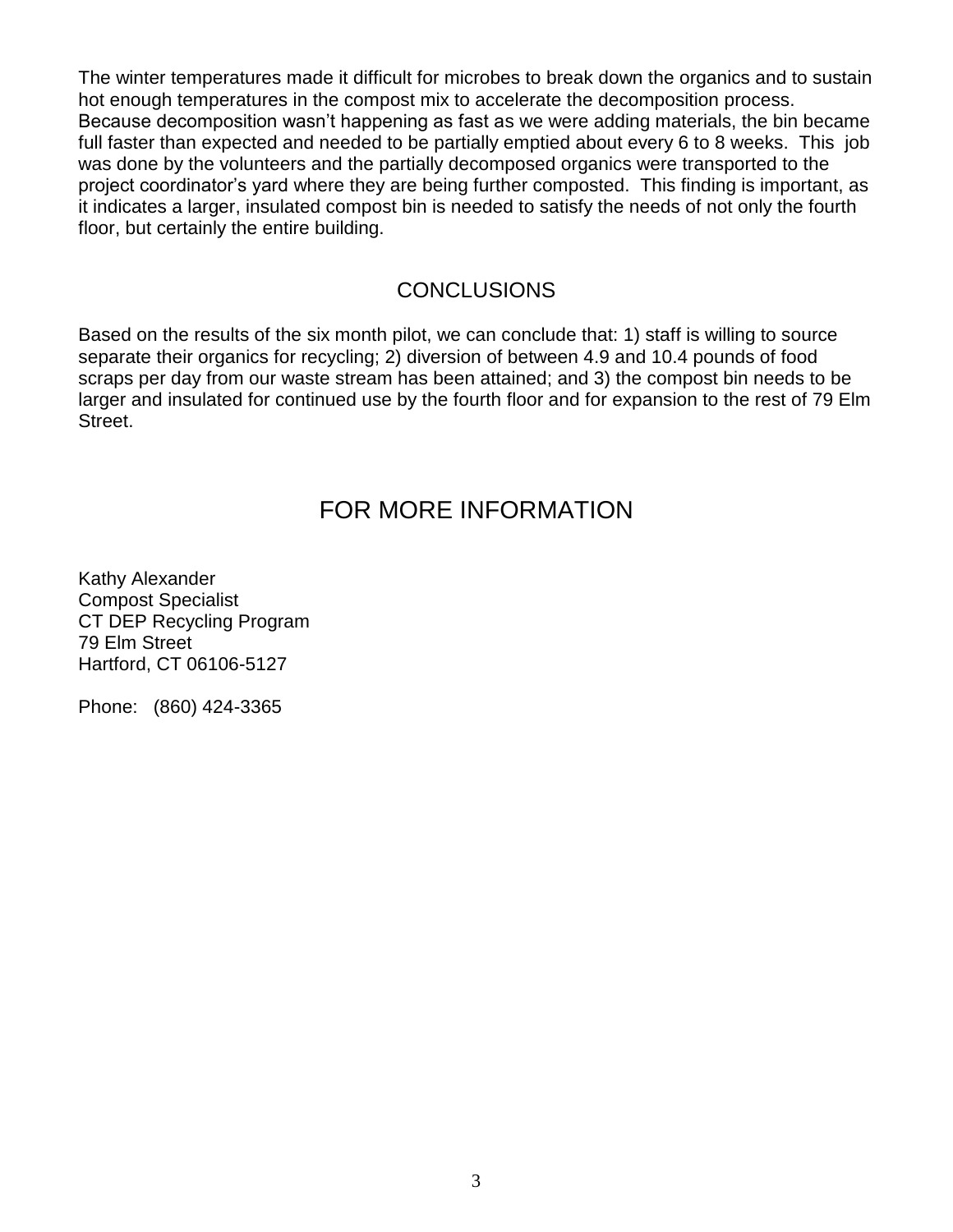The winter temperatures made it difficult for microbes to break down the organics and to sustain hot enough temperatures in the compost mix to accelerate the decomposition process. Because decomposition wasn't happening as fast as we were adding materials, the bin became full faster than expected and needed to be partially emptied about every 6 to 8 weeks. This job was done by the volunteers and the partially decomposed organics were transported to the project coordinator's yard where they are being further composted. This finding is important, as it indicates a larger, insulated compost bin is needed to satisfy the needs of not only the fourth floor, but certainly the entire building.

## CONCLUSIONS

Based on the results of the six month pilot, we can conclude that: 1) staff is willing to source separate their organics for recycling; 2) diversion of between 4.9 and 10.4 pounds of food scraps per day from our waste stream has been attained; and 3) the compost bin needs to be larger and insulated for continued use by the fourth floor and for expansion to the rest of 79 Elm Street.

# FOR MORE INFORMATION

Kathy Alexander
Compost Specialist
CT DEP Recycling Program
79 Elm Street
Hartford, CT 06106-5127

Phone: (860) 424-3365